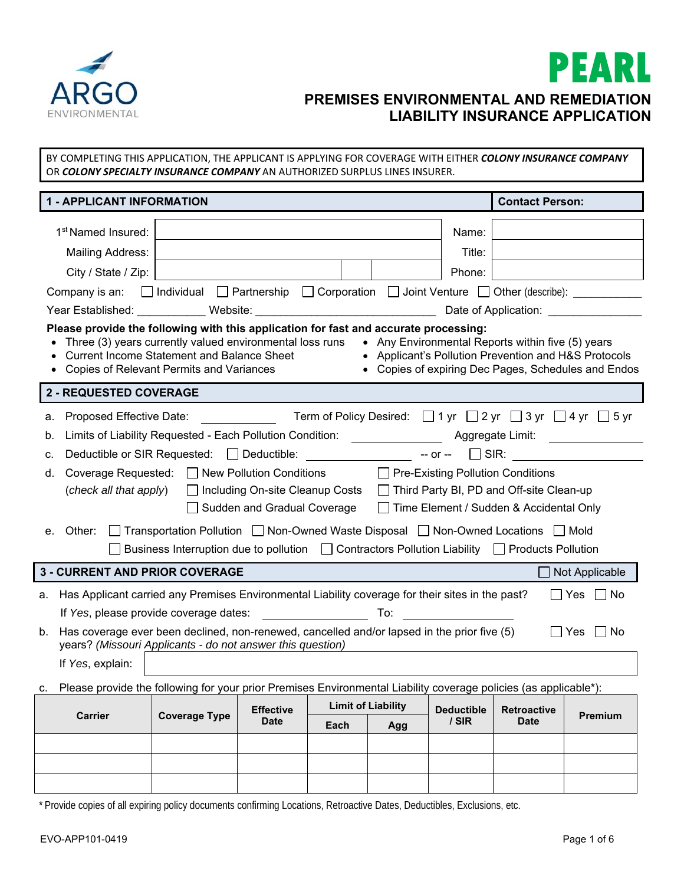ARGO ENVIRONMENTAL

# PEARL

## PREMISES ENVIRONMENTAL AND REMEDIATION LIABILITY INSURANCE APPLICATION

BY COMPLETING THIS APPLICATION, THE APPLICANT IS APPLYING FOR COVERAGE WITH EITHER ***COLONY INSURANCE COMPANY*** OR ***COLONY SPECIALTY INSURANCE COMPANY*** AN AUTHORIZED SURPLUS LINES INSURER.

## 1 - APPLICANT INFORMATION

| | | **Contact Person:** | |
|---|---|---|---|
| 1st Named Insured: | | Name: | |
| Mailing Address: | | Title: | |
| City / State / Zip: | | Phone: | |

Company is an: ☐ Individual ☐ Partnership ☐ Corporation ☐ Joint Venture ☐ Other (describe): ___________

Year Established: ___________ Website: ______________________________ Date of Application: _______________

**Please provide the following with this application for fast and accurate processing:**

- Three (3) years currently valued environmental loss runs
- Current Income Statement and Balance Sheet
- Copies of Relevant Permits and Variances
- Any Environmental Reports within five (5) years
- Applicant's Pollution Prevention and H&S Protocols
- Copies of expiring Dec Pages, Schedules and Endos

## 2 - REQUESTED COVERAGE

a. Proposed Effective Date: ____________ Term of Policy Desired: ☐ 1 yr ☐ 2 yr ☐ 3 yr ☐ 4 yr ☐ 5 yr

b. Limits of Liability Requested - Each Pollution Condition: ______________ Aggregate Limit: ______________

c. Deductible or SIR Requested: ☐ Deductible: ________________ -- or -- ☐ SIR: ________________

d. Coverage Requested: (*check all that apply*)
☐ New Pollution Conditions ☐ Pre-Existing Pollution Conditions
☐ Including On-site Cleanup Costs ☐ Third Party BI, PD and Off-site Clean-up
☐ Sudden and Gradual Coverage ☐ Time Element / Sudden & Accidental Only

e. Other: ☐ Transportation Pollution ☐ Non-Owned Waste Disposal ☐ Non-Owned Locations ☐ Mold
☐ Business Interruption due to pollution ☐ Contractors Pollution Liability ☐ Products Pollution

## 3 - CURRENT AND PRIOR COVERAGE

☐ Not Applicable

a. Has Applicant carried any Premises Environmental Liability coverage for their sites in the past? ☐ Yes ☐ No

If *Yes*, please provide coverage dates: ______________ To: ______________

b. Has coverage ever been declined, non-renewed, cancelled and/or lapsed in the prior five (5) years? *(Missouri Applicants - do not answer this question)* ☐ Yes ☐ No

If *Yes*, explain: 

c. Please provide the following for your prior Premises Environmental Liability coverage policies (as applicable*):

| Carrier | Coverage Type | Effective Date | Limit of Liability | | Deductible / SIR | Retroactive Date | Premium |
|---|---|---|---|---|---|---|---|
| | | | Each | Agg | | | |
| | | | | | | | |
| | | | | | | | |
| | | | | | | | |

* Provide copies of all expiring policy documents confirming Locations, Retroactive Dates, Deductibles, Exclusions, etc.

EVO-APP101-0419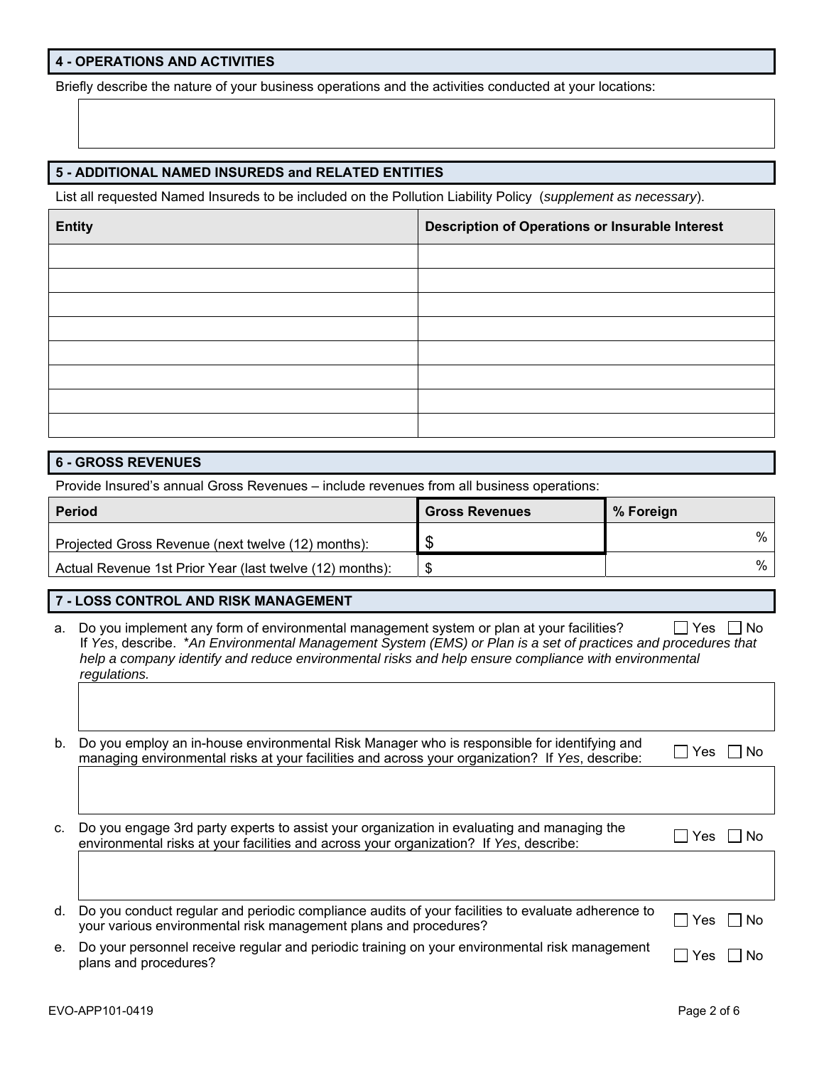## 4 - OPERATIONS AND ACTIVITIES

Briefly describe the nature of your business operations and the activities conducted at your locations:

## 5 - ADDITIONAL NAMED INSUREDS and RELATED ENTITIES

List all requested Named Insureds to be included on the Pollution Liability Policy (*supplement as necessary*).

| Entity | Description of Operations or Insurable Interest |
|---|---|
| | |
| | |
| | |
| | |
| | |
| | |
| | |
| | |

## 6 - GROSS REVENUES

Provide Insured's annual Gross Revenues – include revenues from all business operations:

| Period | Gross Revenues | % Foreign |
|---|---|---|
| Projected Gross Revenue (next twelve (12) months): | $ | % |
| Actual Revenue 1st Prior Year (last twelve (12) months): | $ | % |

## 7 - LOSS CONTROL AND RISK MANAGEMENT

a. Do you implement any form of environmental management system or plan at your facilities? ☐ Yes ☐ No
If *Yes*, describe. *\*An Environmental Management System (EMS) or Plan is a set of practices and procedures that help a company identify and reduce environmental risks and help ensure compliance with environmental regulations.*

b. Do you employ an in-house environmental Risk Manager who is responsible for identifying and managing environmental risks at your facilities and across your organization? If *Yes*, describe: ☐ Yes ☐ No

c. Do you engage 3rd party experts to assist your organization in evaluating and managing the environmental risks at your facilities and across your organization? If *Yes*, describe: ☐ Yes ☐ No

d. Do you conduct regular and periodic compliance audits of your facilities to evaluate adherence to your various environmental risk management plans and procedures? ☐ Yes ☐ No

e. Do your personnel receive regular and periodic training on your environmental risk management plans and procedures? ☐ Yes ☐ No

EVO-APP101-0419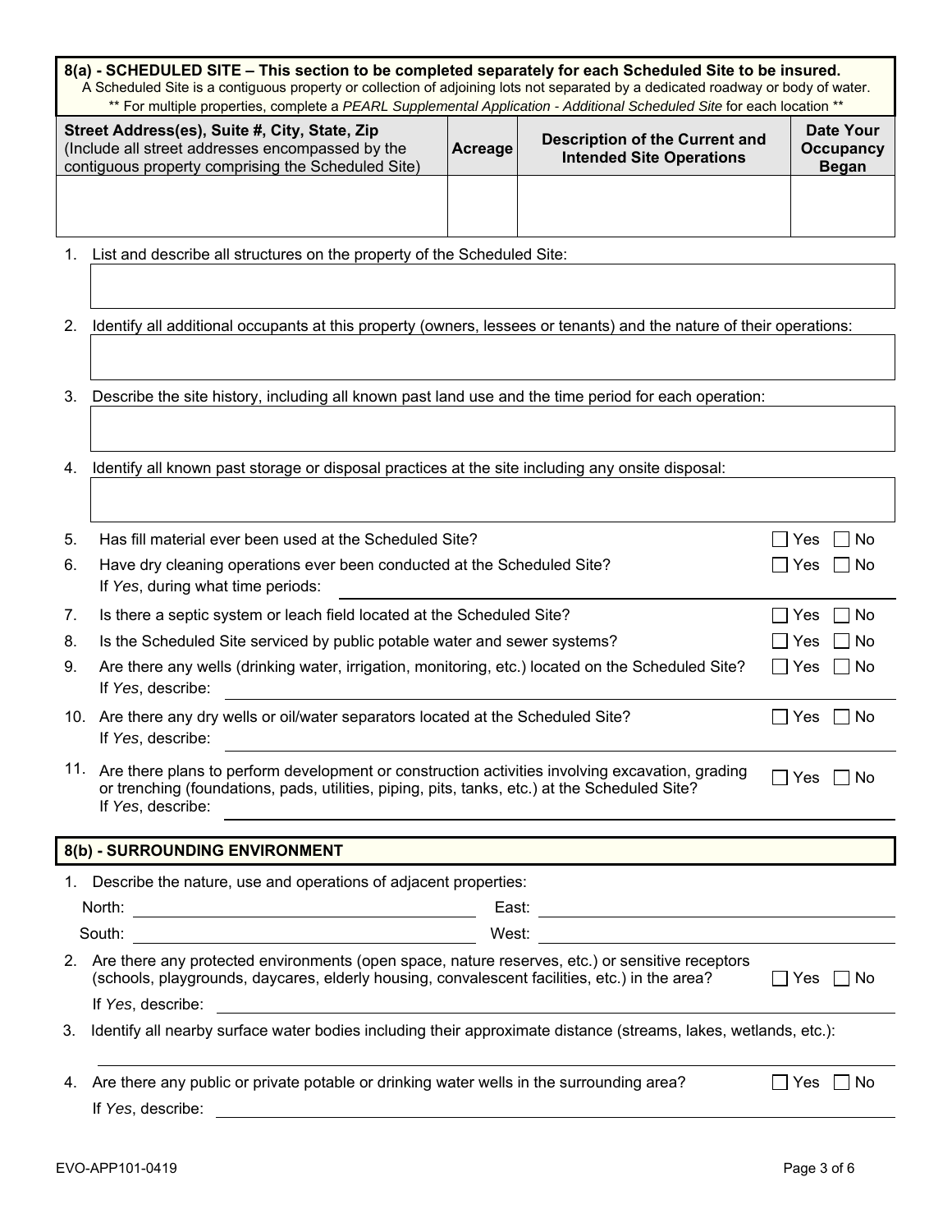## 8(a) - SCHEDULED SITE – This section to be completed separately for each Scheduled Site to be insured.

A Scheduled Site is a contiguous property or collection of adjoining lots not separated by a dedicated roadway or body of water.

** For multiple properties, complete a *PEARL Supplemental Application - Additional Scheduled Site* for each location **

| **Street Address(es), Suite #, City, State, Zip** (Include all street addresses encompassed by the contiguous property comprising the Scheduled Site) | **Acreage** | **Description of the Current and Intended Site Operations** | **Date Your Occupancy Began** |
|---|---|---|---|
| | | | |

1. List and describe all structures on the property of the Scheduled Site:

2. Identify all additional occupants at this property (owners, lessees or tenants) and the nature of their operations:

3. Describe the site history, including all known past land use and the time period for each operation:

4. Identify all known past storage or disposal practices at the site including any onsite disposal:

5. Has fill material ever been used at the Scheduled Site? ☐ Yes ☐ No
6. Have dry cleaning operations ever been conducted at the Scheduled Site? ☐ Yes ☐ No
   If *Yes*, during what time periods: ______
7. Is there a septic system or leach field located at the Scheduled Site? ☐ Yes ☐ No
8. Is the Scheduled Site serviced by public potable water and sewer systems? ☐ Yes ☐ No
9. Are there any wells (drinking water, irrigation, monitoring, etc.) located on the Scheduled Site? ☐ Yes ☐ No
   If *Yes*, describe: ______
10. Are there any dry wells or oil/water separators located at the Scheduled Site? ☐ Yes ☐ No
    If *Yes*, describe: ______
11. Are there plans to perform development or construction activities involving excavation, grading or trenching (foundations, pads, utilities, piping, pits, tanks, etc.) at the Scheduled Site? ☐ Yes ☐ No
    If *Yes*, describe: ______

## 8(b) - SURROUNDING ENVIRONMENT

1. Describe the nature, use and operations of adjacent properties:
   North: ______ East: ______
   South: ______ West: ______
2. Are there any protected environments (open space, nature reserves, etc.) or sensitive receptors (schools, playgrounds, daycares, elderly housing, convalescent facilities, etc.) in the area? ☐ Yes ☐ No
   If *Yes*, describe: ______
3. Identify all nearby surface water bodies including their approximate distance (streams, lakes, wetlands, etc.):
   ______
4. Are there any public or private potable or drinking water wells in the surrounding area? ☐ Yes ☐ No
   If *Yes*, describe: ______

EVO-APP101-0419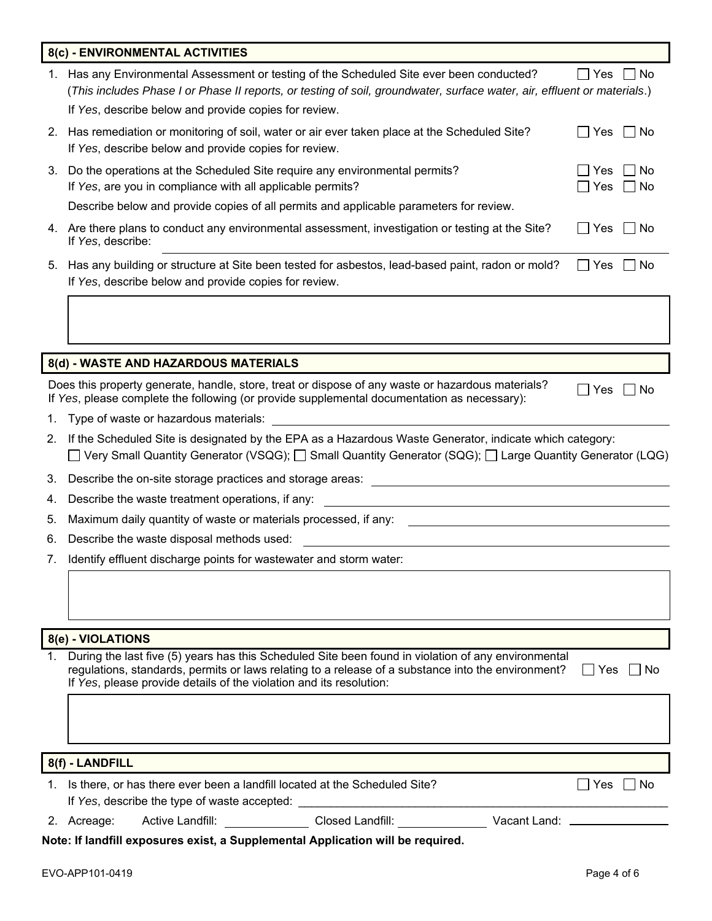## 8(c) - ENVIRONMENTAL ACTIVITIES

1. Has any Environmental Assessment or testing of the Scheduled Site ever been conducted? ☐ Yes ☐ No
   (*This includes Phase I or Phase II reports, or testing of soil, groundwater, surface water, air, effluent or materials*.)
   If *Yes*, describe below and provide copies for review.
2. Has remediation or monitoring of soil, water or air ever taken place at the Scheduled Site? ☐ Yes ☐ No
   If *Yes*, describe below and provide copies for review.
3. Do the operations at the Scheduled Site require any environmental permits? ☐ Yes ☐ No
   If *Yes*, are you in compliance with all applicable permits? ☐ Yes ☐ No
   Describe below and provide copies of all permits and applicable parameters for review.
4. Are there plans to conduct any environmental assessment, investigation or testing at the Site? ☐ Yes ☐ No
   If *Yes*, describe: ______________________________
5. Has any building or structure at Site been tested for asbestos, lead-based paint, radon or mold? ☐ Yes ☐ No
   If *Yes*, describe below and provide copies for review.

## 8(d) - WASTE AND HAZARDOUS MATERIALS

Does this property generate, handle, store, treat or dispose of any waste or hazardous materials? ☐ Yes ☐ No
If *Yes*, please complete the following (or provide supplemental documentation as necessary):

1. Type of waste or hazardous materials: ______________________________
2. If the Scheduled Site is designated by the EPA as a Hazardous Waste Generator, indicate which category:
   ☐ Very Small Quantity Generator (VSQG); ☐ Small Quantity Generator (SQG); ☐ Large Quantity Generator (LQG)
3. Describe the on-site storage practices and storage areas: ______________________________
4. Describe the waste treatment operations, if any: ______________________________
5. Maximum daily quantity of waste or materials processed, if any: ______________________________
6. Describe the waste disposal methods used: ______________________________
7. Identify effluent discharge points for wastewater and storm water:

## 8(e) - VIOLATIONS

1. During the last five (5) years has this Scheduled Site been found in violation of any environmental regulations, standards, permits or laws relating to a release of a substance into the environment? ☐ Yes ☐ No
   If *Yes*, please provide details of the violation and its resolution:

## 8(f) - LANDFILL

1. Is there, or has there ever been a landfill located at the Scheduled Site? ☐ Yes ☐ No
   If *Yes*, describe the type of waste accepted: ______________________________
2. Acreage: Active Landfill: __________ Closed Landfill: __________ Vacant Land: __________

**Note: If landfill exposures exist, a Supplemental Application will be required.**

EVO-APP101-0419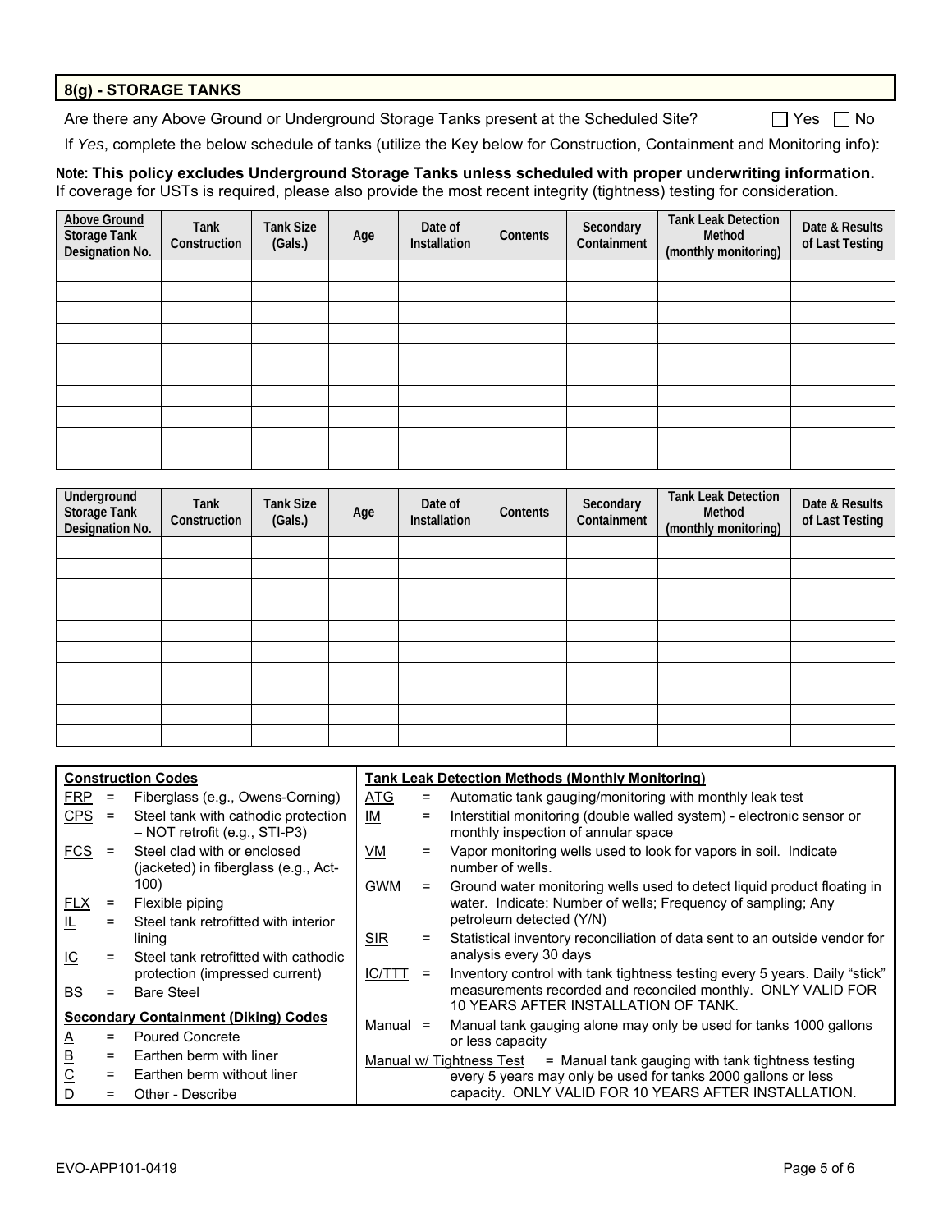## 8(g) - STORAGE TANKS

Are there any Above Ground or Underground Storage Tanks present at the Scheduled Site? ☐ Yes ☐ No

If *Yes*, complete the below schedule of tanks (utilize the Key below for Construction, Containment and Monitoring info):

**Note: This policy excludes Underground Storage Tanks unless scheduled with proper underwriting information.**
If coverage for USTs is required, please also provide the most recent integrity (tightness) testing for consideration.

| Above Ground Storage Tank Designation No. | Tank Construction | Tank Size (Gals.) | Age | Date of Installation | Contents | Secondary Containment | Tank Leak Detection Method (monthly monitoring) | Date & Results of Last Testing |
|---|---|---|---|---|---|---|---|---|
| | | | | | | | | |
| | | | | | | | | |
| | | | | | | | | |
| | | | | | | | | |
| | | | | | | | | |
| | | | | | | | | |
| | | | | | | | | |
| | | | | | | | | |
| | | | | | | | | |
| | | | | | | | | |

| Underground Storage Tank Designation No. | Tank Construction | Tank Size (Gals.) | Age | Date of Installation | Contents | Secondary Containment | Tank Leak Detection Method (monthly monitoring) | Date & Results of Last Testing |
|---|---|---|---|---|---|---|---|---|
| | | | | | | | | |
| | | | | | | | | |
| | | | | | | | | |
| | | | | | | | | |
| | | | | | | | | |
| | | | | | | | | |
| | | | | | | | | |
| | | | | | | | | |
| | | | | | | | | |
| | | | | | | | | |

**Construction Codes**

- FRP = Fiberglass (e.g., Owens-Corning)
- CPS = Steel tank with cathodic protection – NOT retrofit (e.g., STI-P3)
- FCS = Steel clad with or enclosed (jacketed) in fiberglass (e.g., Act-100)
- FLX = Flexible piping
- IL = Steel tank retrofitted with interior lining
- IC = Steel tank retrofitted with cathodic protection (impressed current)
- BS = Bare Steel

**Secondary Containment (Diking) Codes**

- A = Poured Concrete
- B = Earthen berm with liner
- C = Earthen berm without liner
- D = Other - Describe

**Tank Leak Detection Methods (Monthly Monitoring)**

- ATG = Automatic tank gauging/monitoring with monthly leak test
- IM = Interstitial monitoring (double walled system) - electronic sensor or monthly inspection of annular space
- VM = Vapor monitoring wells used to look for vapors in soil. Indicate number of wells.
- GWM = Ground water monitoring wells used to detect liquid product floating in water. Indicate: Number of wells; Frequency of sampling; Any petroleum detected (Y/N)
- SIR = Statistical inventory reconciliation of data sent to an outside vendor for analysis every 30 days
- IC/TTT = Inventory control with tank tightness testing every 5 years. Daily "stick" measurements recorded and reconciled monthly. ONLY VALID FOR 10 YEARS AFTER INSTALLATION OF TANK.
- Manual = Manual tank gauging alone may only be used for tanks 1000 gallons or less capacity
- Manual w/ Tightness Test = Manual tank gauging with tank tightness testing every 5 years may only be used for tanks 2000 gallons or less capacity. ONLY VALID FOR 10 YEARS AFTER INSTALLATION.

EVO-APP101-0419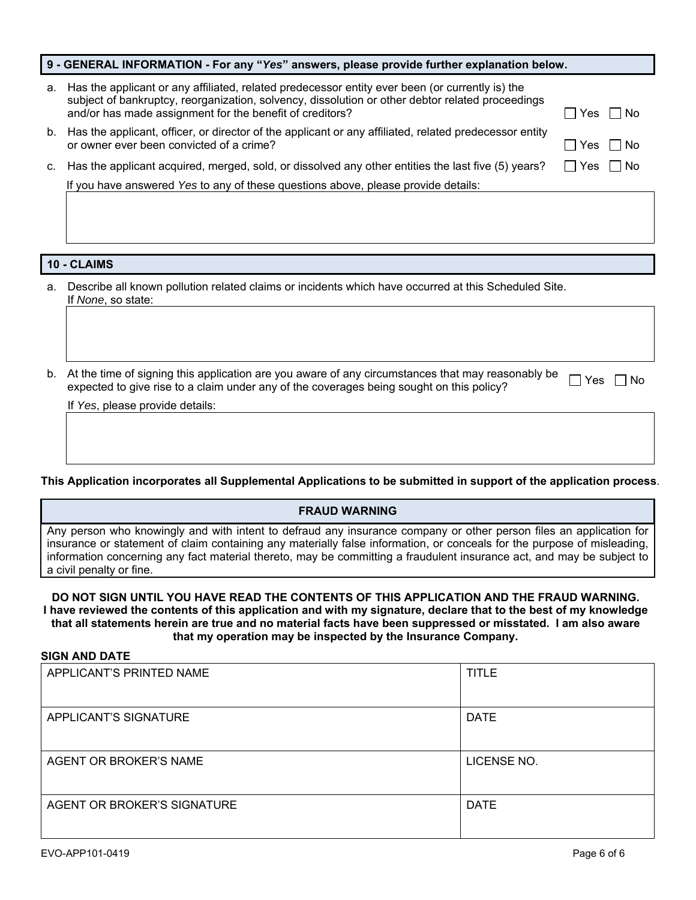## 9 - GENERAL INFORMATION - For any "*Yes*" answers, please provide further explanation below.

a. Has the applicant or any affiliated, related predecessor entity ever been (or currently is) the subject of bankruptcy, reorganization, solvency, dissolution or other debtor related proceedings and/or has made assignment for the benefit of creditors? ☐ Yes ☐ No

b. Has the applicant, officer, or director of the applicant or any affiliated, related predecessor entity or owner ever been convicted of a crime? ☐ Yes ☐ No

c. Has the applicant acquired, merged, sold, or dissolved any other entities the last five (5) years? ☐ Yes ☐ No

If you have answered *Yes* to any of these questions above, please provide details:

## 10 - CLAIMS

a. Describe all known pollution related claims or incidents which have occurred at this Scheduled Site. If *None*, so state:

b. At the time of signing this application are you aware of any circumstances that may reasonably be expected to give rise to a claim under any of the coverages being sought on this policy? ☐ Yes ☐ No

If *Yes*, please provide details:

**This Application incorporates all Supplemental Applications to be submitted in support of the application process**.

## FRAUD WARNING

Any person who knowingly and with intent to defraud any insurance company or other person files an application for insurance or statement of claim containing any materially false information, or conceals for the purpose of misleading, information concerning any fact material thereto, may be committing a fraudulent insurance act, and may be subject to a civil penalty or fine.

**DO NOT SIGN UNTIL YOU HAVE READ THE CONTENTS OF THIS APPLICATION AND THE FRAUD WARNING. I have reviewed the contents of this application and with my signature, declare that to the best of my knowledge that all statements herein are true and no material facts have been suppressed or misstated. I am also aware that my operation may be inspected by the Insurance Company.**

**SIGN AND DATE**

| | |
|---|---|
| APPLICANT'S PRINTED NAME | TITLE |
| APPLICANT'S SIGNATURE | DATE |
| AGENT OR BROKER'S NAME | LICENSE NO. |
| AGENT OR BROKER'S SIGNATURE | DATE |

EVO-APP101-0419